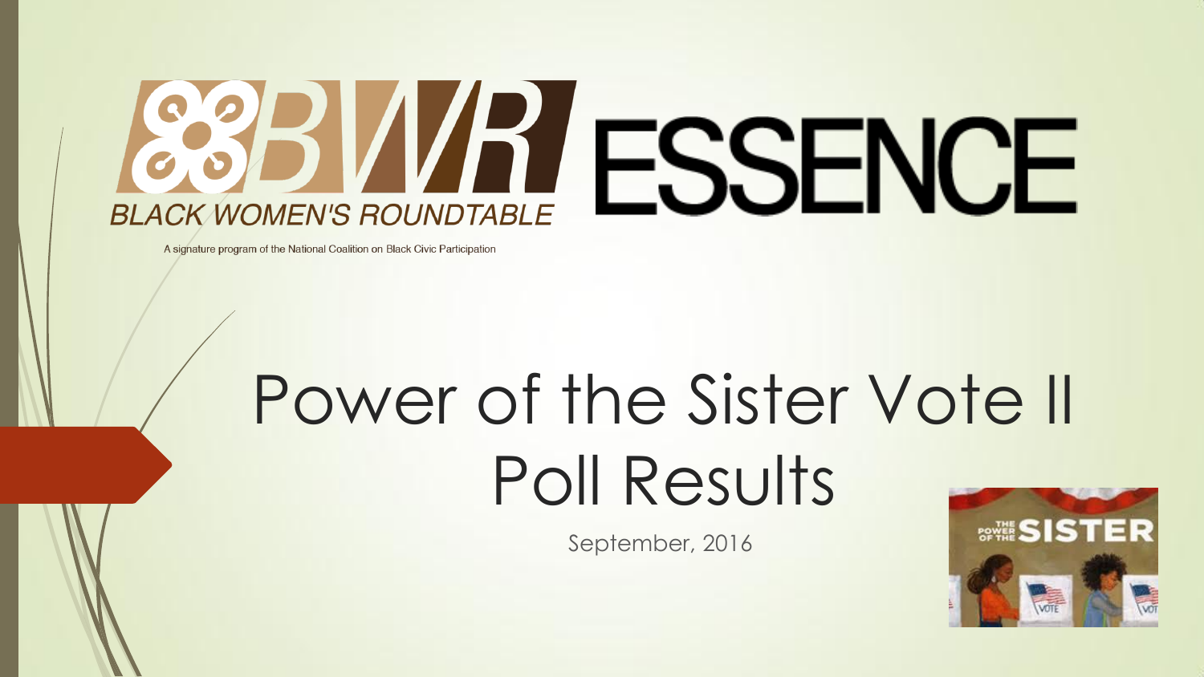BLACK WOMEN'S ROUNDTABLE

A signature program of the National Coalition on Black Civic Participation

ESSENCE

# Power of the Sister Vote II Poll Results

September, 2016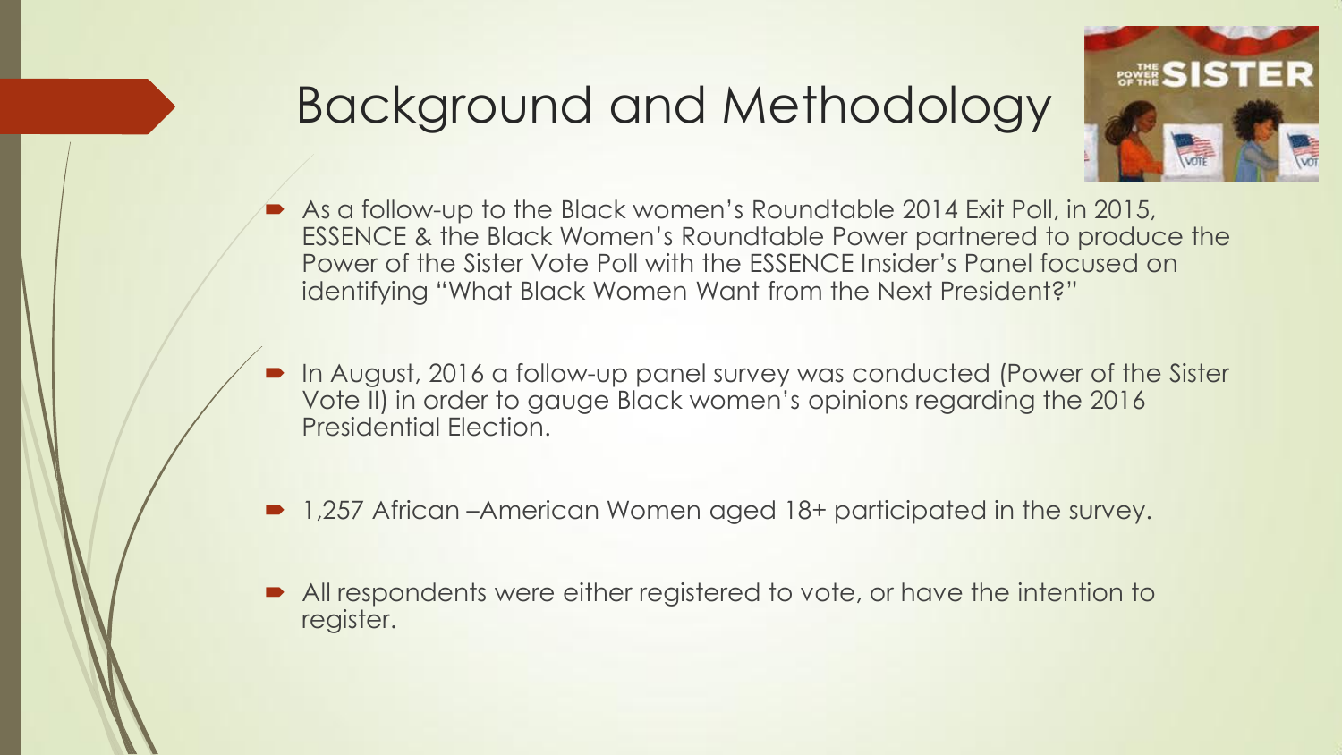# Background and Methodology

- As a follow-up to the Black women's Roundtable 2014 Exit Poll, in 2015, ESSENCE & the Black Women's Roundtable Power partnered to produce the Power of the Sister Vote Poll with the ESSENCE Insider's Panel focused on identifying "What Black Women Want from the Next President?"
- In August, 2016 a follow-up panel survey was conducted (Power of the Sister Vote II) in order to gauge Black women's opinions regarding the 2016 Presidential Election.
- 1,257 African –American Women aged 18+ participated in the survey.
- All respondents were either registered to vote, or have the intention to register.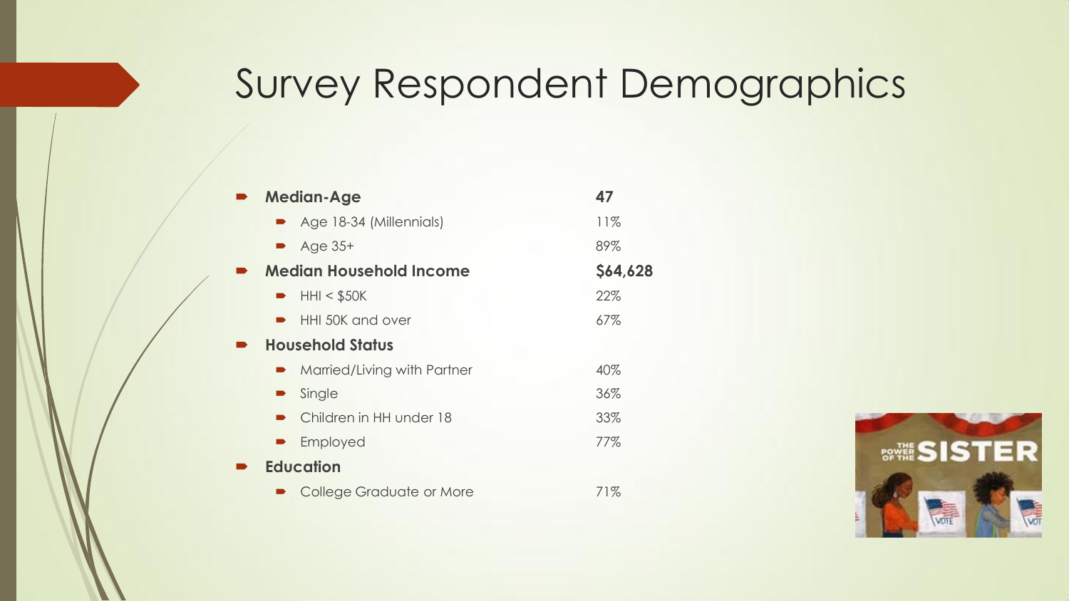# Survey Respondent Demographics

- **Median-Age** — **47**
  - Age 18-34 (Millennials) — 11%
  - Age 35+ — 89%
- **Median Household Income** — **$64,628**
  - HHI < $50K — 22%
  - HHI 50K and over — 67%
- **Household Status**
  - Married/Living with Partner — 40%
  - Single — 36%
  - Children in HH under 18 — 33%
  - Employed — 77%
- **Education**
  - College Graduate or More — 71%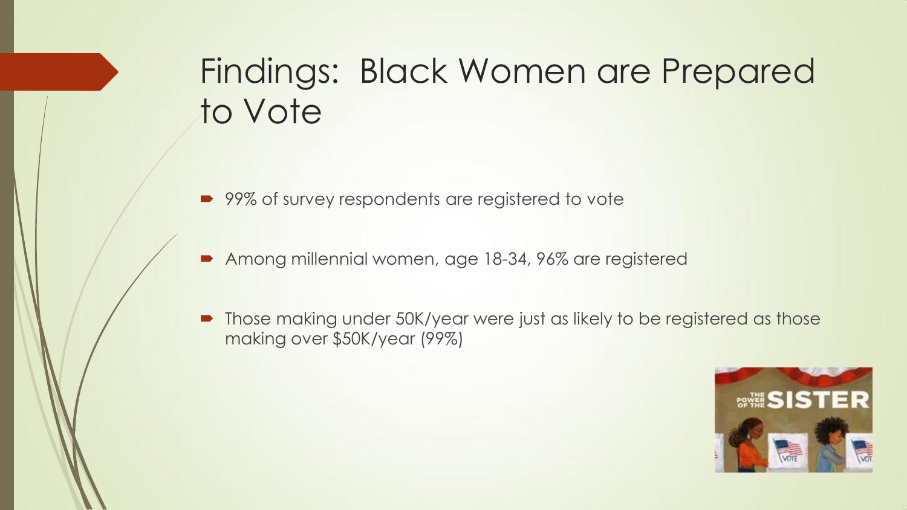# Findings: Black Women are Prepared to Vote

- 99% of survey respondents are registered to vote
- Among millennial women, age 18-34, 96% are registered
- Those making under 50K/year were just as likely to be registered as those making over $50K/year (99%)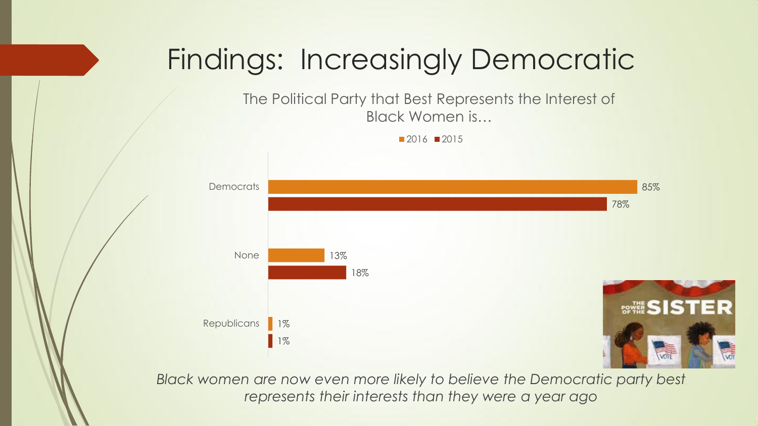# Findings: Increasingly Democratic

The Political Party that Best Represents the Interest of Black Women is…

| | 2016 | 2015 |
|---|---|---|
| Democrats | 85% | 78% |
| None | 13% | 18% |
| Republicans | 1% | 1% |

*Black women are now even more likely to believe the Democratic party best represents their interests than they were a year ago*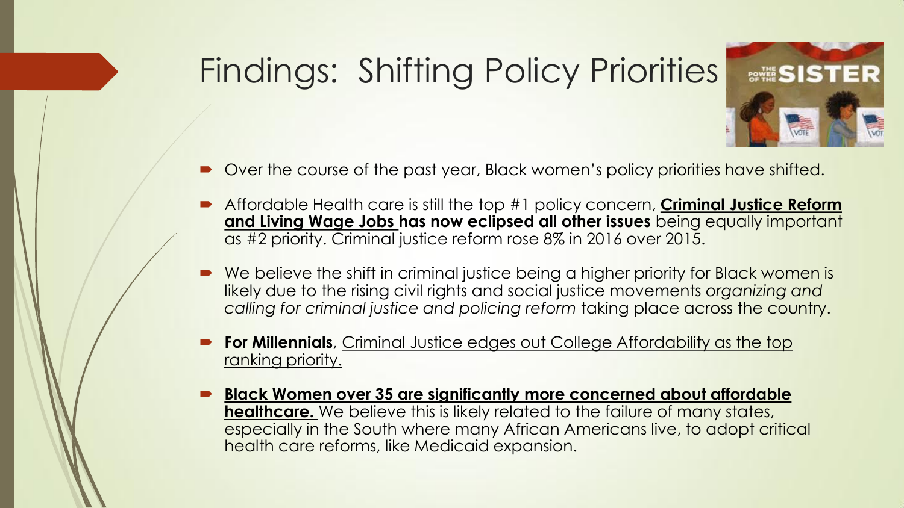# Findings: Shifting Policy Priorities

- Over the course of the past year, Black women's policy priorities have shifted.
- Affordable Health care is still the top #1 policy concern, **Criminal Justice Reform and Living Wage Jobs has now eclipsed all other issues** being equally important as #2 priority. Criminal justice reform rose 8% in 2016 over 2015.
- We believe the shift in criminal justice being a higher priority for Black women is likely due to the rising civil rights and social justice movements *organizing and calling for criminal justice and policing reform* taking place across the country.
- **For Millennials**, Criminal Justice edges out College Affordability as the top ranking priority.
- **Black Women over 35 are significantly more concerned about affordable healthcare.** We believe this is likely related to the failure of many states, especially in the South where many African Americans live, to adopt critical health care reforms, like Medicaid expansion.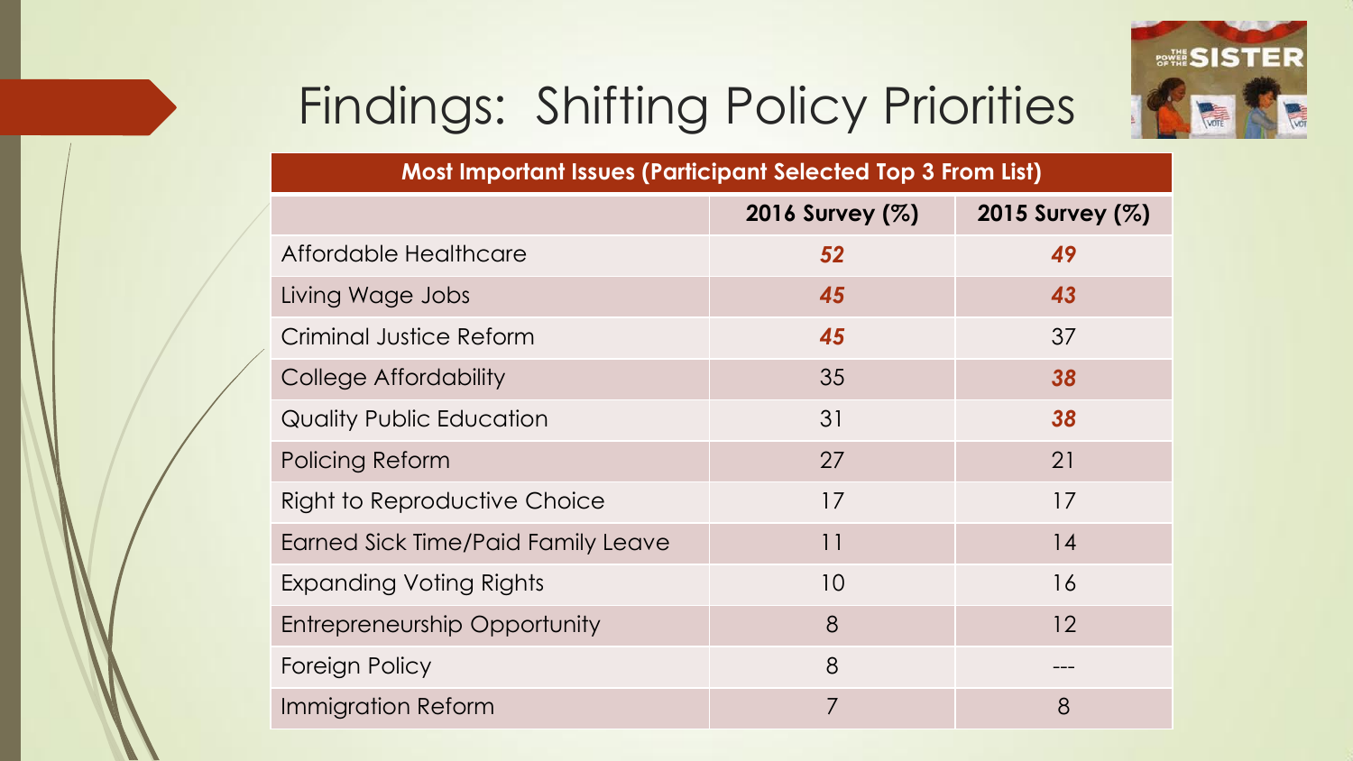# Findings: Shifting Policy Priorities

| Most Important Issues (Participant Selected Top 3 From List) | | |
|---|---|---|
| | **2016 Survey (%)** | **2015 Survey (%)** |
| Affordable Healthcare | ***52*** | ***49*** |
| Living Wage Jobs | ***45*** | ***43*** |
| Criminal Justice Reform | ***45*** | 37 |
| College Affordability | 35 | ***38*** |
| Quality Public Education | 31 | ***38*** |
| Policing Reform | 27 | 21 |
| Right to Reproductive Choice | 17 | 17 |
| Earned Sick Time/Paid Family Leave | 11 | 14 |
| Expanding Voting Rights | 10 | 16 |
| Entrepreneurship Opportunity | 8 | 12 |
| Foreign Policy | 8 | --- |
| Immigration Reform | 7 | 8 |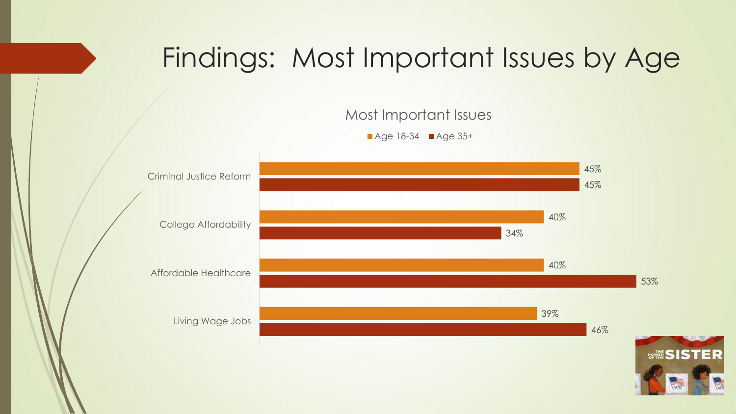# Findings: Most Important Issues by Age

## Most Important Issues

| Issue | Age 18-34 | Age 35+ |
|---|---|---|
| Criminal Justice Reform | 45% | 45% |
| College Affordability | 40% | 34% |
| Affordable Healthcare | 40% | 53% |
| Living Wage Jobs | 39% | 46% |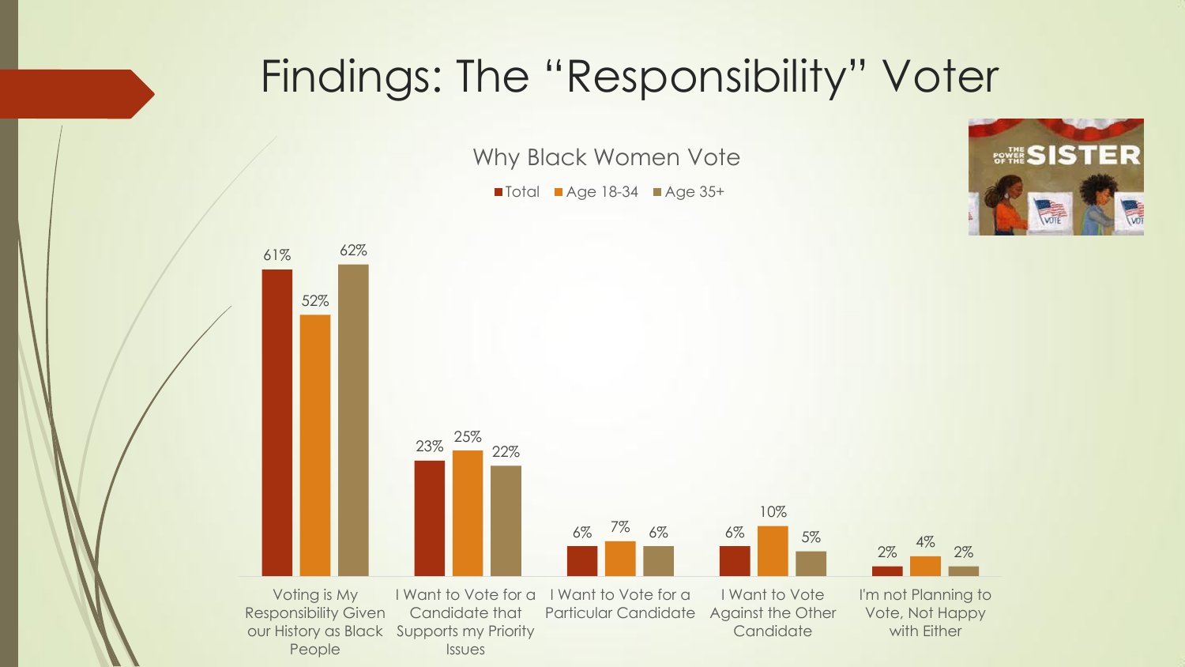# Findings: The "Responsibility" Voter

## Why Black Women Vote

| | Total | Age 18-34 | Age 35+ |
|---|---|---|---|
| Voting is My Responsibility Given our History as Black People | 61% | 52% | 62% |
| I Want to Vote for a Candidate that Supports my Priority Issues | 23% | 25% | 22% |
| I Want to Vote for a Particular Candidate | 6% | 7% | 6% |
| I Want to Vote Against the Other Candidate | 6% | 10% | 5% |
| I'm not Planning to Vote, Not Happy with Either | 2% | 4% | 2% |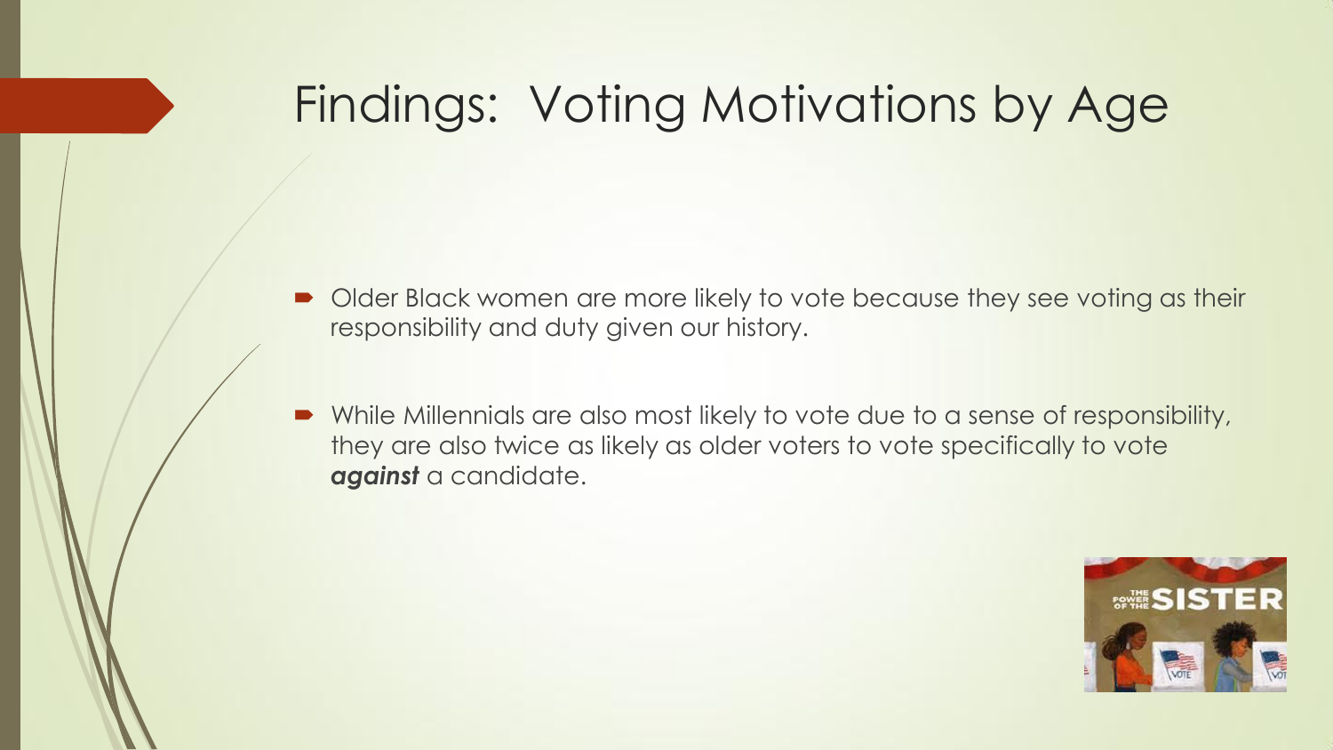# Findings: Voting Motivations by Age

- Older Black women are more likely to vote because they see voting as their responsibility and duty given our history.
- While Millennials are also most likely to vote due to a sense of responsibility, they are also twice as likely as older voters to vote specifically to vote ***against*** a candidate.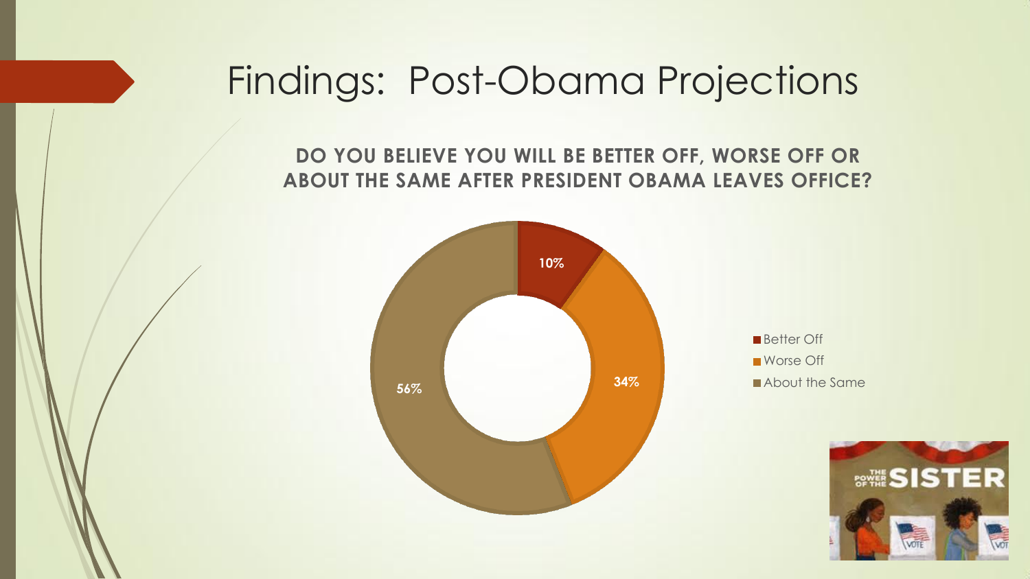# Findings: Post-Obama Projections

**DO YOU BELIEVE YOU WILL BE BETTER OFF, WORSE OFF OR ABOUT THE SAME AFTER PRESIDENT OBAMA LEAVES OFFICE?**

| Response | Percentage |
| --- | --- |
| Better Off | 10% |
| Worse Off | 34% |
| About the Same | 56% |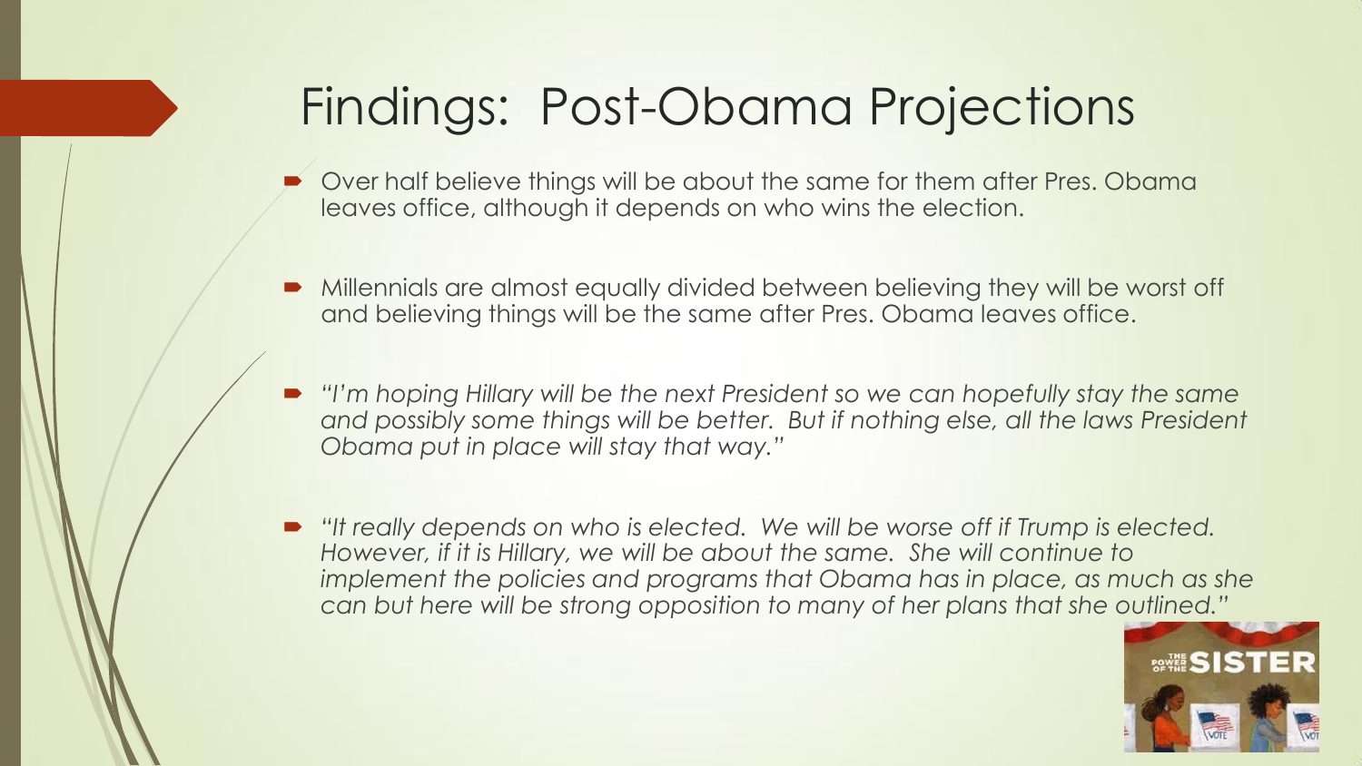# Findings: Post-Obama Projections

- Over half believe things will be about the same for them after Pres. Obama leaves office, although it depends on who wins the election.
- Millennials are almost equally divided between believing they will be worst off and believing things will be the same after Pres. Obama leaves office.
- *"I'm hoping Hillary will be the next President so we can hopefully stay the same and possibly some things will be better. But if nothing else, all the laws President Obama put in place will stay that way."*
- *"It really depends on who is elected. We will be worse off if Trump is elected. However, if it is Hillary, we will be about the same. She will continue to implement the policies and programs that Obama has in place, as much as she can but here will be strong opposition to many of her plans that she outlined."*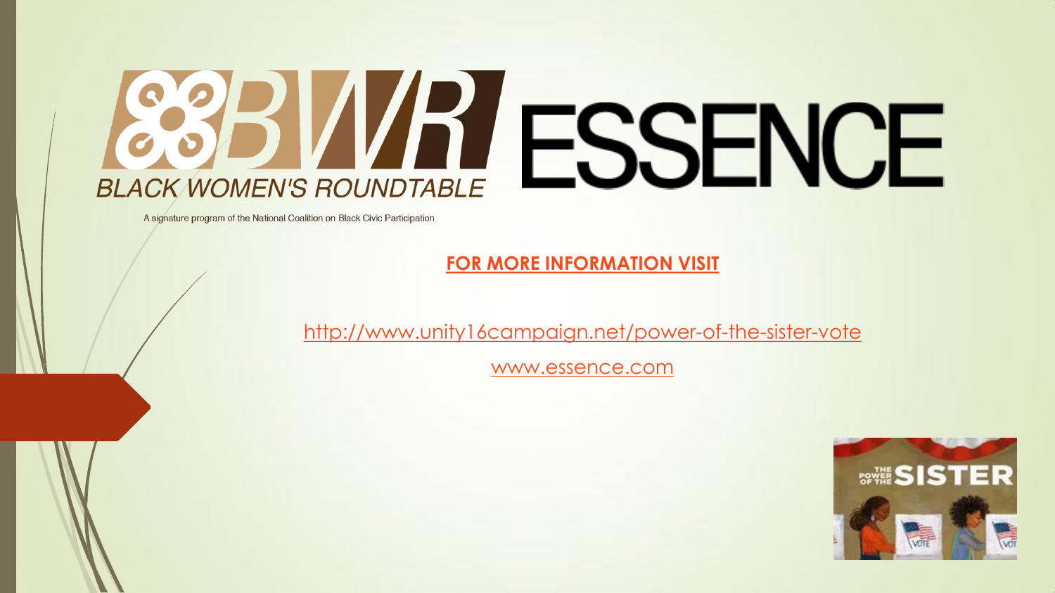BLACK WOMEN'S ROUNDTABLE

A signature program of the National Coalition on Black Civic Participation

ESSENCE

**FOR MORE INFORMATION VISIT**

http://www.unity16campaign.net/power-of-the-sister-vote

www.essence.com